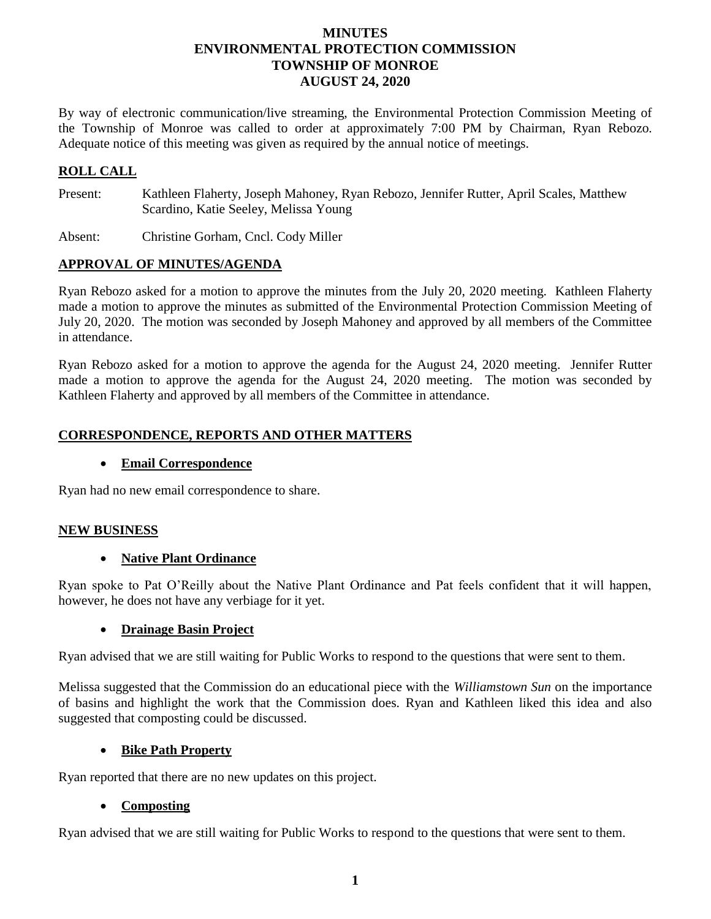# MINUTES
# ENVIRONMENTAL PROTECTION COMMISSION
# TOWNSHIP OF MONROE
# AUGUST 24, 2020

By way of electronic communication/live streaming, the Environmental Protection Commission Meeting of the Township of Monroe was called to order at approximately 7:00 PM by Chairman, Ryan Rebozo. Adequate notice of this meeting was given as required by the annual notice of meetings.

## ROLL CALL

Present: Kathleen Flaherty, Joseph Mahoney, Ryan Rebozo, Jennifer Rutter, April Scales, Matthew Scardino, Katie Seeley, Melissa Young

Absent: Christine Gorham, Cncl. Cody Miller

## APPROVAL OF MINUTES/AGENDA

Ryan Rebozo asked for a motion to approve the minutes from the July 20, 2020 meeting. Kathleen Flaherty made a motion to approve the minutes as submitted of the Environmental Protection Commission Meeting of July 20, 2020. The motion was seconded by Joseph Mahoney and approved by all members of the Committee in attendance.

Ryan Rebozo asked for a motion to approve the agenda for the August 24, 2020 meeting. Jennifer Rutter made a motion to approve the agenda for the August 24, 2020 meeting. The motion was seconded by Kathleen Flaherty and approved by all members of the Committee in attendance.

## CORRESPONDENCE, REPORTS AND OTHER MATTERS

- **Email Correspondence**

Ryan had no new email correspondence to share.

## NEW BUSINESS

- **Native Plant Ordinance**

Ryan spoke to Pat O'Reilly about the Native Plant Ordinance and Pat feels confident that it will happen, however, he does not have any verbiage for it yet.

- **Drainage Basin Project**

Ryan advised that we are still waiting for Public Works to respond to the questions that were sent to them.

Melissa suggested that the Commission do an educational piece with the *Williamstown Sun* on the importance of basins and highlight the work that the Commission does. Ryan and Kathleen liked this idea and also suggested that composting could be discussed.

- **Bike Path Property**

Ryan reported that there are no new updates on this project.

- **Composting**

Ryan advised that we are still waiting for Public Works to respond to the questions that were sent to them.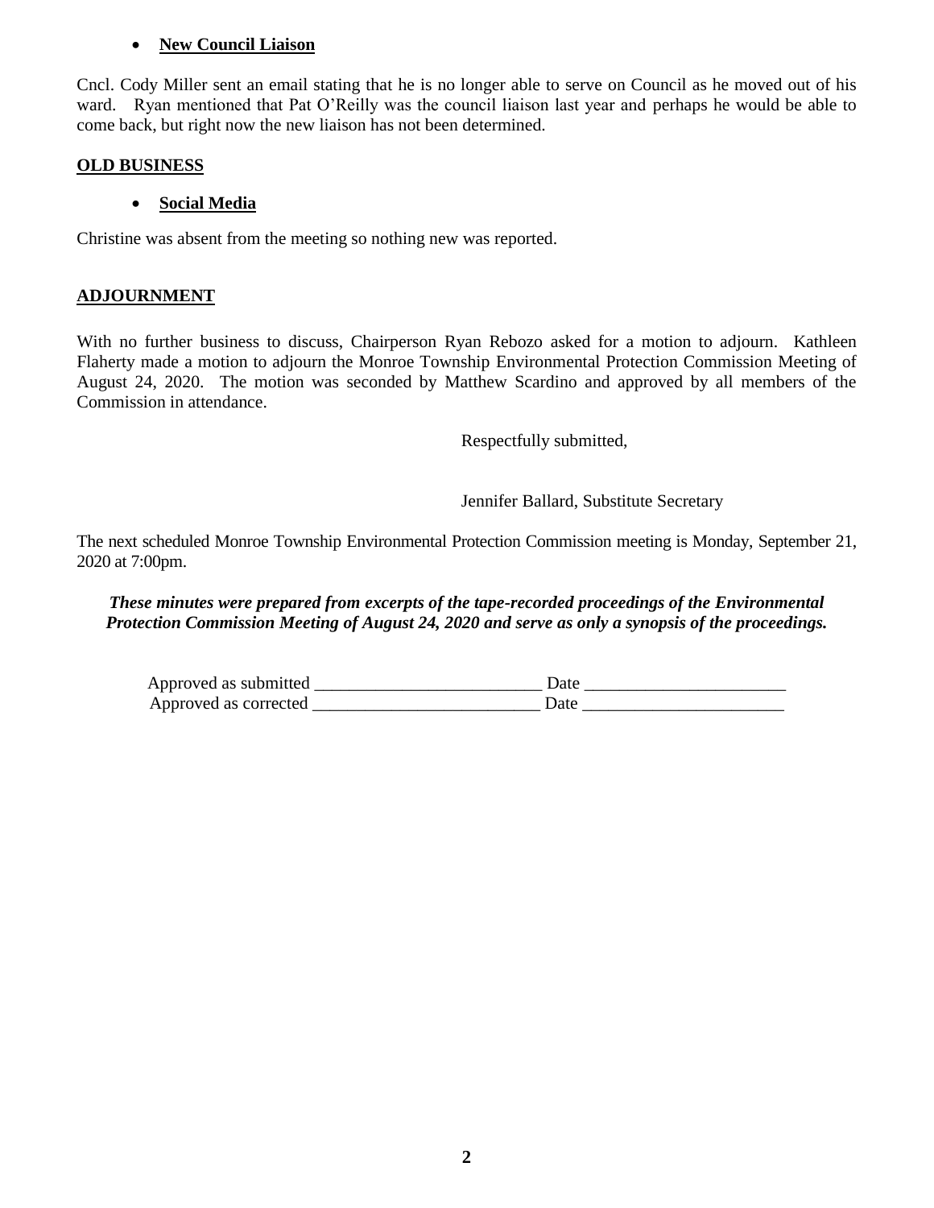- **New Council Liaison**

Cncl. Cody Miller sent an email stating that he is no longer able to serve on Council as he moved out of his ward. Ryan mentioned that Pat O'Reilly was the council liaison last year and perhaps he would be able to come back, but right now the new liaison has not been determined.

**OLD BUSINESS**

- **Social Media**

Christine was absent from the meeting so nothing new was reported.

**ADJOURNMENT**

With no further business to discuss, Chairperson Ryan Rebozo asked for a motion to adjourn. Kathleen Flaherty made a motion to adjourn the Monroe Township Environmental Protection Commission Meeting of August 24, 2020. The motion was seconded by Matthew Scardino and approved by all members of the Commission in attendance.

Respectfully submitted,

Jennifer Ballard, Substitute Secretary

The next scheduled Monroe Township Environmental Protection Commission meeting is Monday, September 21, 2020 at 7:00pm.

***These minutes were prepared from excerpts of the tape-recorded proceedings of the Environmental Protection Commission Meeting of August 24, 2020 and serve as only a synopsis of the proceedings.***

Approved as submitted ___________________________ Date ________________________

Approved as corrected ___________________________ Date ________________________